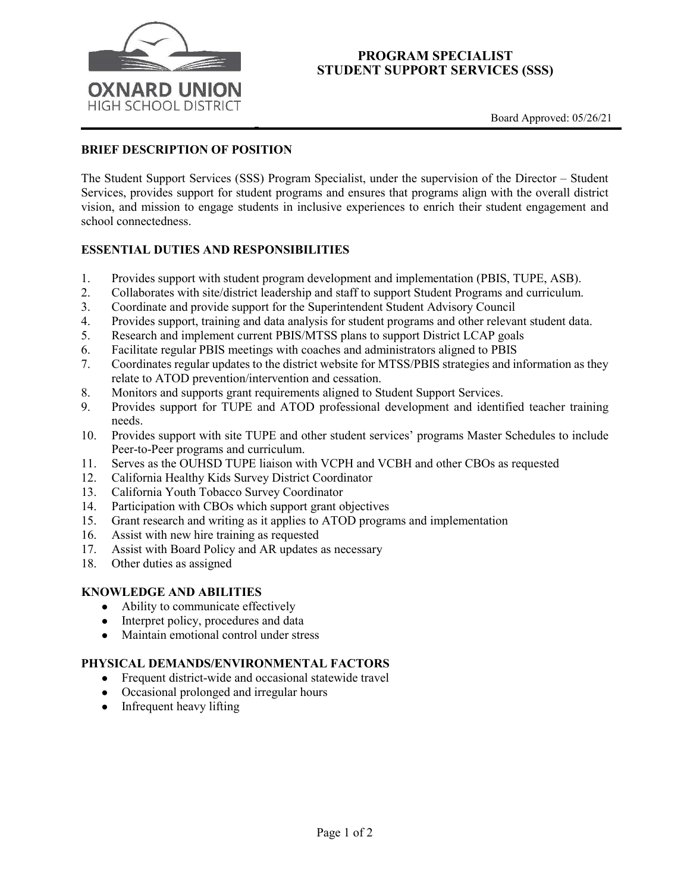OXNARD UNION
HIGH SCHOOL DISTRICT

# PROGRAM SPECIALIST
# STUDENT SUPPORT SERVICES (SSS)

Board Approved: 05/26/21

## BRIEF DESCRIPTION OF POSITION

The Student Support Services (SSS) Program Specialist, under the supervision of the Director – Student Services, provides support for student programs and ensures that programs align with the overall district vision, and mission to engage students in inclusive experiences to enrich their student engagement and school connectedness.

## ESSENTIAL DUTIES AND RESPONSIBILITIES

1. Provides support with student program development and implementation (PBIS, TUPE, ASB).
2. Collaborates with site/district leadership and staff to support Student Programs and curriculum.
3. Coordinate and provide support for the Superintendent Student Advisory Council
4. Provides support, training and data analysis for student programs and other relevant student data.
5. Research and implement current PBIS/MTSS plans to support District LCAP goals
6. Facilitate regular PBIS meetings with coaches and administrators aligned to PBIS
7. Coordinates regular updates to the district website for MTSS/PBIS strategies and information as they relate to ATOD prevention/intervention and cessation.
8. Monitors and supports grant requirements aligned to Student Support Services.
9. Provides support for TUPE and ATOD professional development and identified teacher training needs.
10. Provides support with site TUPE and other student services' programs Master Schedules to include Peer-to-Peer programs and curriculum.
11. Serves as the OUHSD TUPE liaison with VCPH and VCBH and other CBOs as requested
12. California Healthy Kids Survey District Coordinator
13. California Youth Tobacco Survey Coordinator
14. Participation with CBOs which support grant objectives
15. Grant research and writing as it applies to ATOD programs and implementation
16. Assist with new hire training as requested
17. Assist with Board Policy and AR updates as necessary
18. Other duties as assigned

## KNOWLEDGE AND ABILITIES

- Ability to communicate effectively
- Interpret policy, procedures and data
- Maintain emotional control under stress

## PHYSICAL DEMANDS/ENVIRONMENTAL FACTORS

- Frequent district-wide and occasional statewide travel
- Occasional prolonged and irregular hours
- Infrequent heavy lifting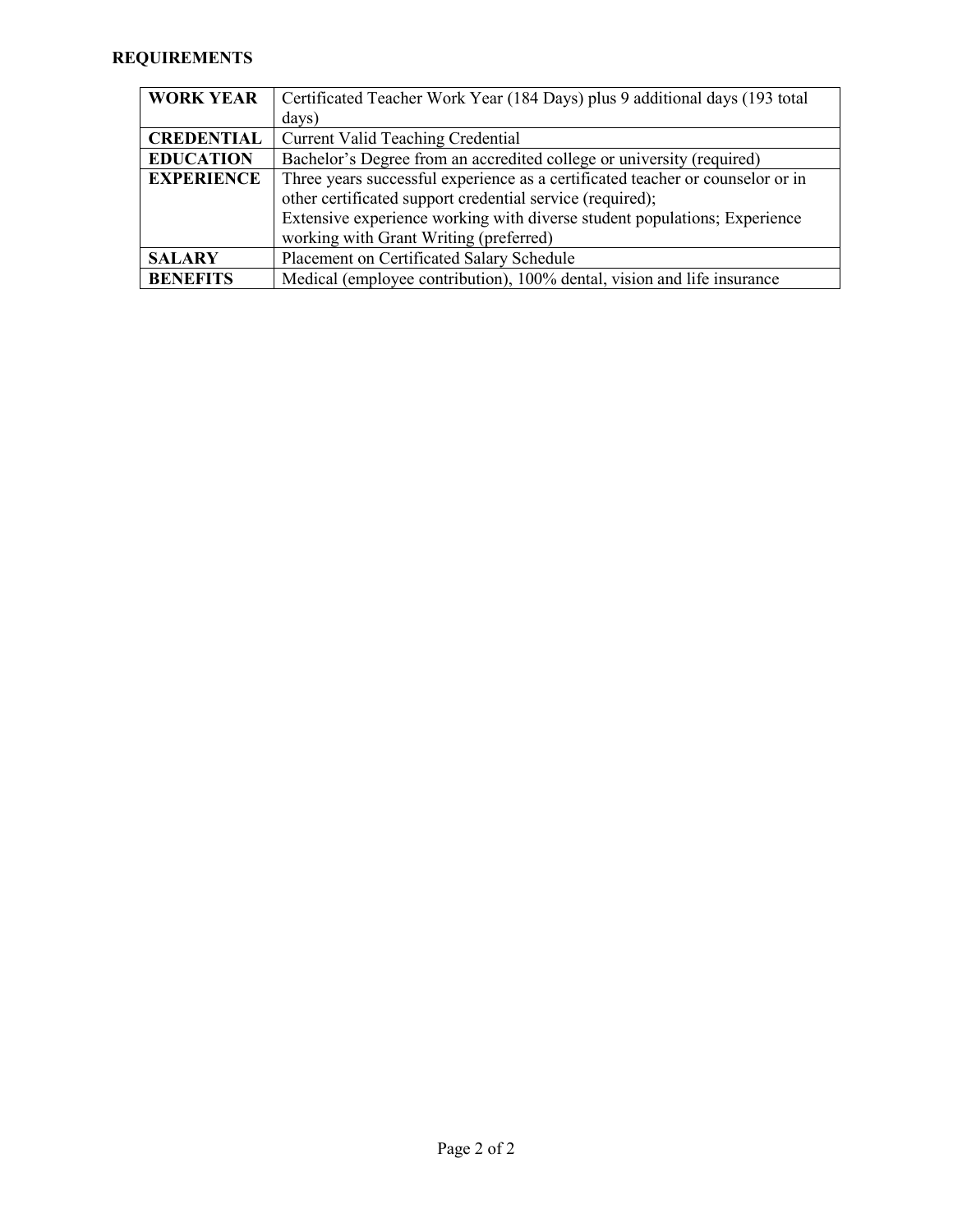**REQUIREMENTS**

| | |
|---|---|
| **WORK YEAR** | Certificated Teacher Work Year (184 Days) plus 9 additional days (193 total days) |
| **CREDENTIAL** | Current Valid Teaching Credential |
| **EDUCATION** | Bachelor's Degree from an accredited college or university (required) |
| **EXPERIENCE** | Three years successful experience as a certificated teacher or counselor or in other certificated support credential service (required);<br>Extensive experience working with diverse student populations; Experience working with Grant Writing (preferred) |
| **SALARY** | Placement on Certificated Salary Schedule |
| **BENEFITS** | Medical (employee contribution), 100% dental, vision and life insurance |